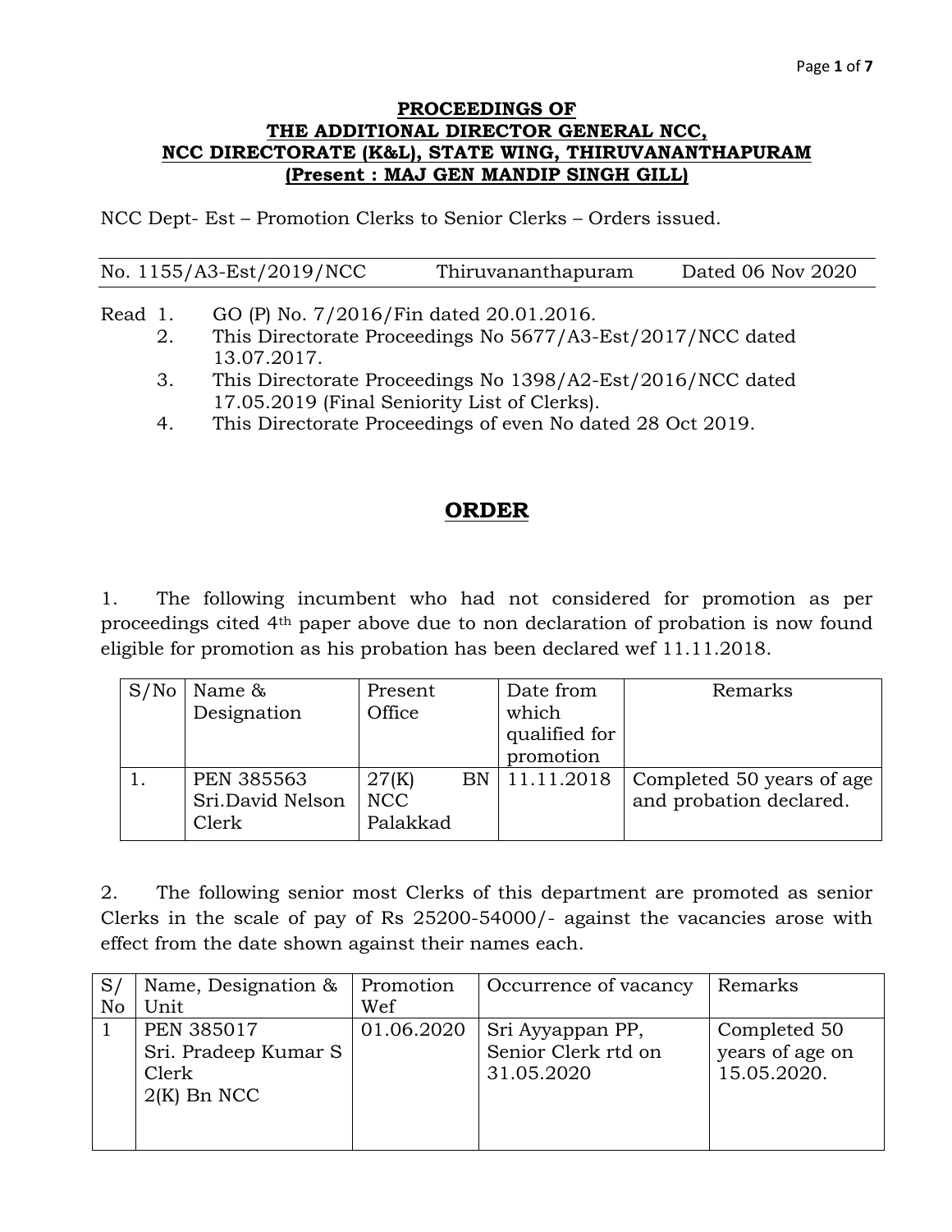**PROCEEDINGS OF**
**THE ADDITIONAL DIRECTOR GENERAL NCC,**
**NCC DIRECTORATE (K&L), STATE WING, THIRUVANANTHAPURAM**
**(Present : MAJ GEN MANDIP SINGH GILL)**

NCC Dept- Est – Promotion Clerks to Senior Clerks – Orders issued.

No. 1155/A3-Est/2019/NCC     Thiruvananthapuram     Dated 06 Nov 2020

Read 1. GO (P) No. 7/2016/Fin dated 20.01.2016.
2. This Directorate Proceedings No 5677/A3-Est/2017/NCC dated 13.07.2017.
3. This Directorate Proceedings No 1398/A2-Est/2016/NCC dated 17.05.2019 (Final Seniority List of Clerks).
4. This Directorate Proceedings of even No dated 28 Oct 2019.

## ORDER

1. The following incumbent who had not considered for promotion as per proceedings cited 4th paper above due to non declaration of probation is now found eligible for promotion as his probation has been declared wef 11.11.2018.

| S/No | Name & Designation | Present Office | Date from which qualified for promotion | Remarks |
|---|---|---|---|---|
| 1. | PEN 385563 Sri.David Nelson Clerk | 27(K) BN NCC Palakkad | 11.11.2018 | Completed 50 years of age and probation declared. |

2. The following senior most Clerks of this department are promoted as senior Clerks in the scale of pay of Rs 25200-54000/- against the vacancies arose with effect from the date shown against their names each.

| S/No | Name, Designation & Unit | Promotion Wef | Occurrence of vacancy | Remarks |
|---|---|---|---|---|
| 1 | PEN 385017 Sri. Pradeep Kumar S Clerk 2(K) Bn NCC | 01.06.2020 | Sri Ayyappan PP, Senior Clerk rtd on 31.05.2020 | Completed 50 years of age on 15.05.2020. |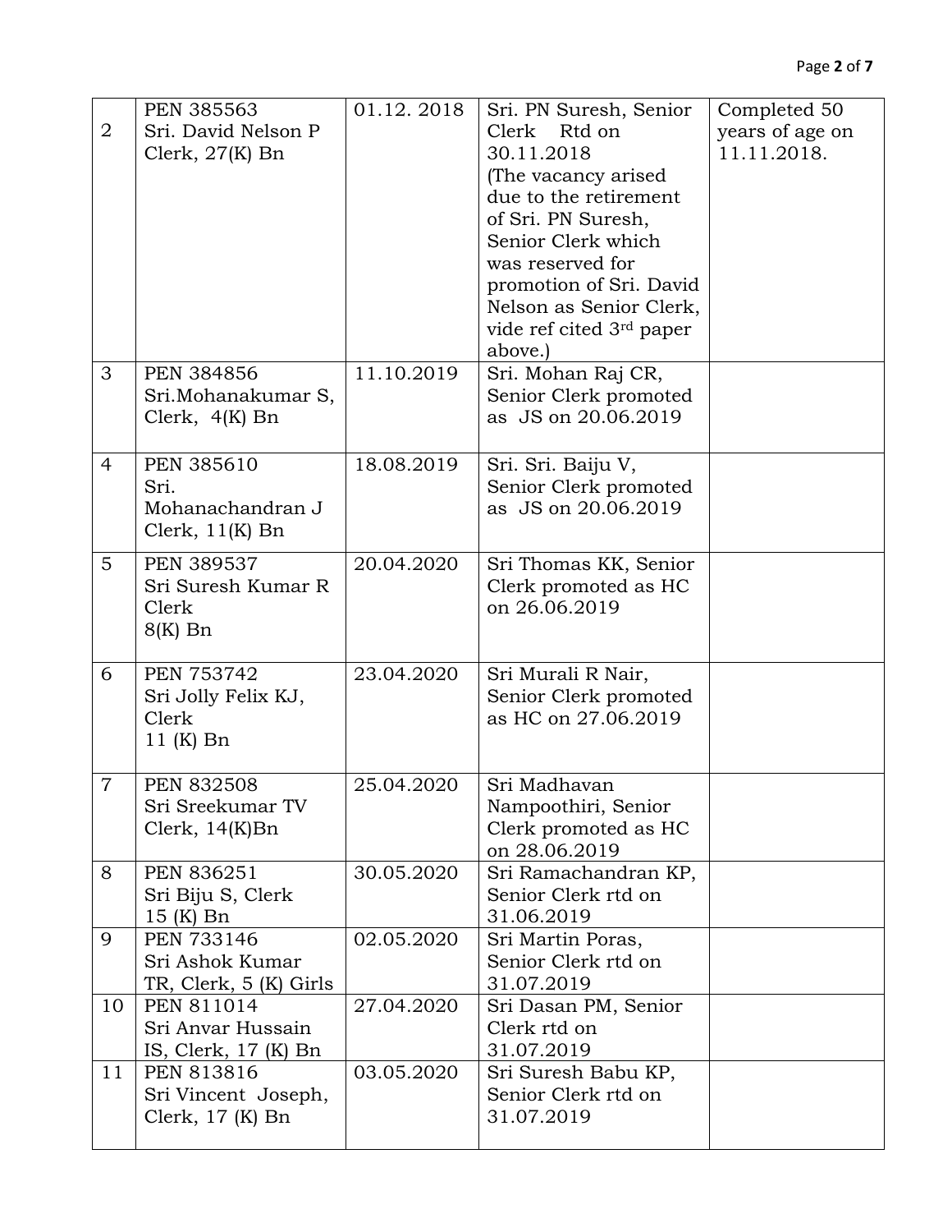| | | | | |
|---|---|---|---|---|
| 2 | PEN 385563<br>Sri. David Nelson P<br>Clerk, 27(K) Bn | 01.12. 2018 | Sri. PN Suresh, Senior Clerk Rtd on 30.11.2018<br>(The vacancy arised due to the retirement of Sri. PN Suresh, Senior Clerk which was reserved for promotion of Sri. David Nelson as Senior Clerk, vide ref cited 3rd paper above.) | Completed 50 years of age on 11.11.2018. |
| 3 | PEN 384856<br>Sri.Mohanakumar S, Clerk, 4(K) Bn | 11.10.2019 | Sri. Mohan Raj CR, Senior Clerk promoted as JS on 20.06.2019 | |
| 4 | PEN 385610<br>Sri. Mohanachandran J<br>Clerk, 11(K) Bn | 18.08.2019 | Sri. Sri. Baiju V, Senior Clerk promoted as JS on 20.06.2019 | |
| 5 | PEN 389537<br>Sri Suresh Kumar R<br>Clerk<br>8(K) Bn | 20.04.2020 | Sri Thomas KK, Senior Clerk promoted as HC on 26.06.2019 | |
| 6 | PEN 753742<br>Sri Jolly Felix KJ, Clerk<br>11 (K) Bn | 23.04.2020 | Sri Murali R Nair, Senior Clerk promoted as HC on 27.06.2019 | |
| 7 | PEN 832508<br>Sri Sreekumar TV<br>Clerk, 14(K)Bn | 25.04.2020 | Sri Madhavan Nampoothiri, Senior Clerk promoted as HC on 28.06.2019 | |
| 8 | PEN 836251<br>Sri Biju S, Clerk<br>15 (K) Bn | 30.05.2020 | Sri Ramachandran KP, Senior Clerk rtd on 31.06.2019 | |
| 9 | PEN 733146<br>Sri Ashok Kumar TR, Clerk, 5 (K) Girls | 02.05.2020 | Sri Martin Poras, Senior Clerk rtd on 31.07.2019 | |
| 10 | PEN 811014<br>Sri Anvar Hussain IS, Clerk, 17 (K) Bn | 27.04.2020 | Sri Dasan PM, Senior Clerk rtd on 31.07.2019 | |
| 11 | PEN 813816<br>Sri Vincent Joseph, Clerk, 17 (K) Bn | 03.05.2020 | Sri Suresh Babu KP, Senior Clerk rtd on 31.07.2019 | |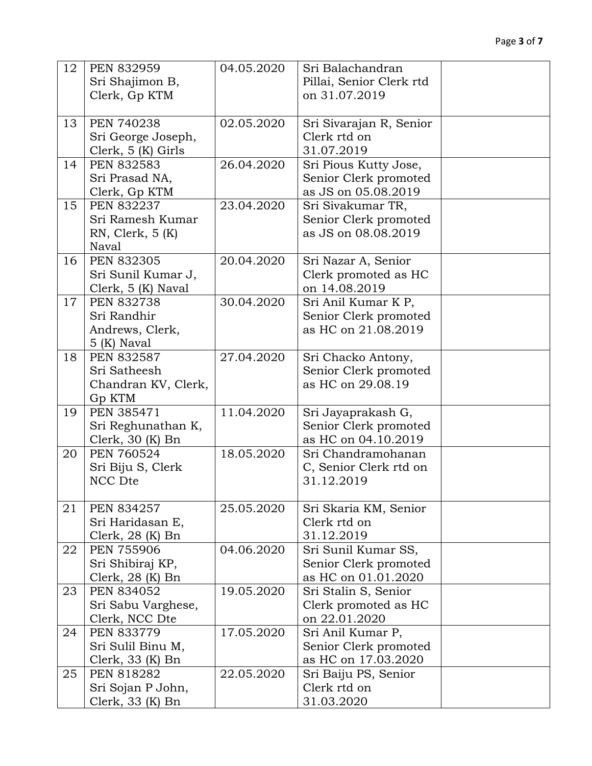| | | | | |
|---|---|---|---|---|
| 12 | PEN 832959 Sri Shajimon B, Clerk, Gp KTM | 04.05.2020 | Sri Balachandran Pillai, Senior Clerk rtd on 31.07.2019 | |
| 13 | PEN 740238 Sri George Joseph, Clerk, 5 (K) Girls | 02.05.2020 | Sri Sivarajan R, Senior Clerk rtd on 31.07.2019 | |
| 14 | PEN 832583 Sri Prasad NA, Clerk, Gp KTM | 26.04.2020 | Sri Pious Kutty Jose, Senior Clerk promoted as JS on 05.08.2019 | |
| 15 | PEN 832237 Sri Ramesh Kumar RN, Clerk, 5 (K) Naval | 23.04.2020 | Sri Sivakumar TR, Senior Clerk promoted as JS on 08.08.2019 | |
| 16 | PEN 832305 Sri Sunil Kumar J, Clerk, 5 (K) Naval | 20.04.2020 | Sri Nazar A, Senior Clerk promoted as HC on 14.08.2019 | |
| 17 | PEN 832738 Sri Randhir Andrews, Clerk, 5 (K) Naval | 30.04.2020 | Sri Anil Kumar K P, Senior Clerk promoted as HC on 21.08.2019 | |
| 18 | PEN 832587 Sri Satheesh Chandran KV, Clerk, Gp KTM | 27.04.2020 | Sri Chacko Antony, Senior Clerk promoted as HC on 29.08.19 | |
| 19 | PEN 385471 Sri Reghunathan K, Clerk, 30 (K) Bn | 11.04.2020 | Sri Jayaprakash G, Senior Clerk promoted as HC on 04.10.2019 | |
| 20 | PEN 760524 Sri Biju S, Clerk NCC Dte | 18.05.2020 | Sri Chandramohanan C, Senior Clerk rtd on 31.12.2019 | |
| 21 | PEN 834257 Sri Haridasan E, Clerk, 28 (K) Bn | 25.05.2020 | Sri Skaria KM, Senior Clerk rtd on 31.12.2019 | |
| 22 | PEN 755906 Sri Shibiraj KP, Clerk, 28 (K) Bn | 04.06.2020 | Sri Sunil Kumar SS, Senior Clerk promoted as HC on 01.01.2020 | |
| 23 | PEN 834052 Sri Sabu Varghese, Clerk, NCC Dte | 19.05.2020 | Sri Stalin S, Senior Clerk promoted as HC on 22.01.2020 | |
| 24 | PEN 833779 Sri Sulil Binu M, Clerk, 33 (K) Bn | 17.05.2020 | Sri Anil Kumar P, Senior Clerk promoted as HC on 17.03.2020 | |
| 25 | PEN 818282 Sri Sojan P John, Clerk, 33 (K) Bn | 22.05.2020 | Sri Baiju PS, Senior Clerk rtd on 31.03.2020 | |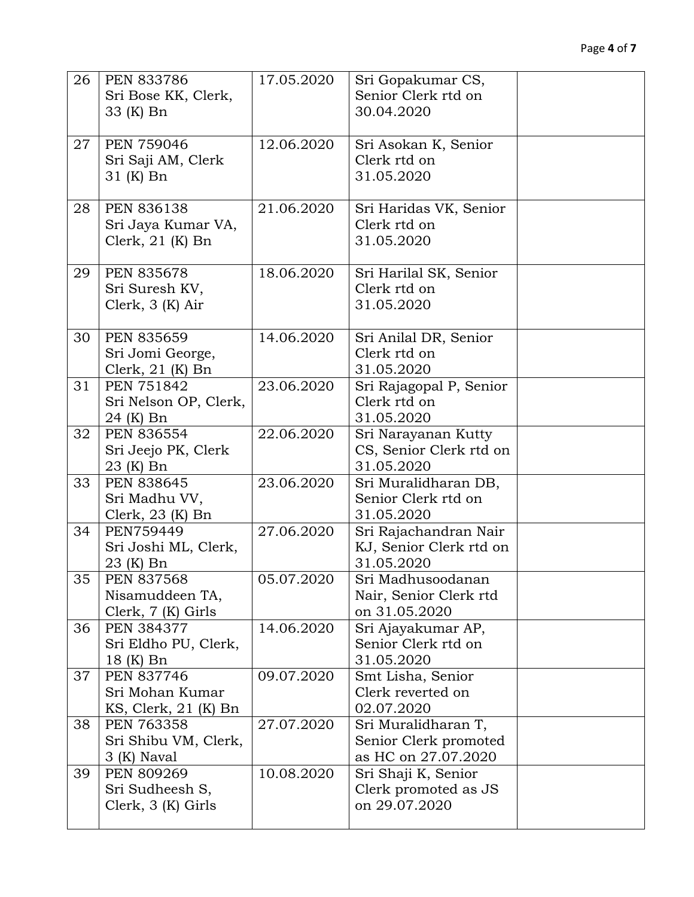| | | | | |
|---|---|---|---|---|
| 26 | PEN 833786 Sri Bose KK, Clerk, 33 (K) Bn | 17.05.2020 | Sri Gopakumar CS, Senior Clerk rtd on 30.04.2020 | |
| 27 | PEN 759046 Sri Saji AM, Clerk 31 (K) Bn | 12.06.2020 | Sri Asokan K, Senior Clerk rtd on 31.05.2020 | |
| 28 | PEN 836138 Sri Jaya Kumar VA, Clerk, 21 (K) Bn | 21.06.2020 | Sri Haridas VK, Senior Clerk rtd on 31.05.2020 | |
| 29 | PEN 835678 Sri Suresh KV, Clerk, 3 (K) Air | 18.06.2020 | Sri Harilal SK, Senior Clerk rtd on 31.05.2020 | |
| 30 | PEN 835659 Sri Jomi George, Clerk, 21 (K) Bn | 14.06.2020 | Sri Anilal DR, Senior Clerk rtd on 31.05.2020 | |
| 31 | PEN 751842 Sri Nelson OP, Clerk, 24 (K) Bn | 23.06.2020 | Sri Rajagopal P, Senior Clerk rtd on 31.05.2020 | |
| 32 | PEN 836554 Sri Jeejo PK, Clerk 23 (K) Bn | 22.06.2020 | Sri Narayanan Kutty CS, Senior Clerk rtd on 31.05.2020 | |
| 33 | PEN 838645 Sri Madhu VV, Clerk, 23 (K) Bn | 23.06.2020 | Sri Muralidharan DB, Senior Clerk rtd on 31.05.2020 | |
| 34 | PEN759449 Sri Joshi ML, Clerk, 23 (K) Bn | 27.06.2020 | Sri Rajachandran Nair KJ, Senior Clerk rtd on 31.05.2020 | |
| 35 | PEN 837568 Nisamuddeen TA, Clerk, 7 (K) Girls | 05.07.2020 | Sri Madhusoodanan Nair, Senior Clerk rtd on 31.05.2020 | |
| 36 | PEN 384377 Sri Eldho PU, Clerk, 18 (K) Bn | 14.06.2020 | Sri Ajayakumar AP, Senior Clerk rtd on 31.05.2020 | |
| 37 | PEN 837746 Sri Mohan Kumar KS, Clerk, 21 (K) Bn | 09.07.2020 | Smt Lisha, Senior Clerk reverted on 02.07.2020 | |
| 38 | PEN 763358 Sri Shibu VM, Clerk, 3 (K) Naval | 27.07.2020 | Sri Muralidharan T, Senior Clerk promoted as HC on 27.07.2020 | |
| 39 | PEN 809269 Sri Sudheesh S, Clerk, 3 (K) Girls | 10.08.2020 | Sri Shaji K, Senior Clerk promoted as JS on 29.07.2020 | |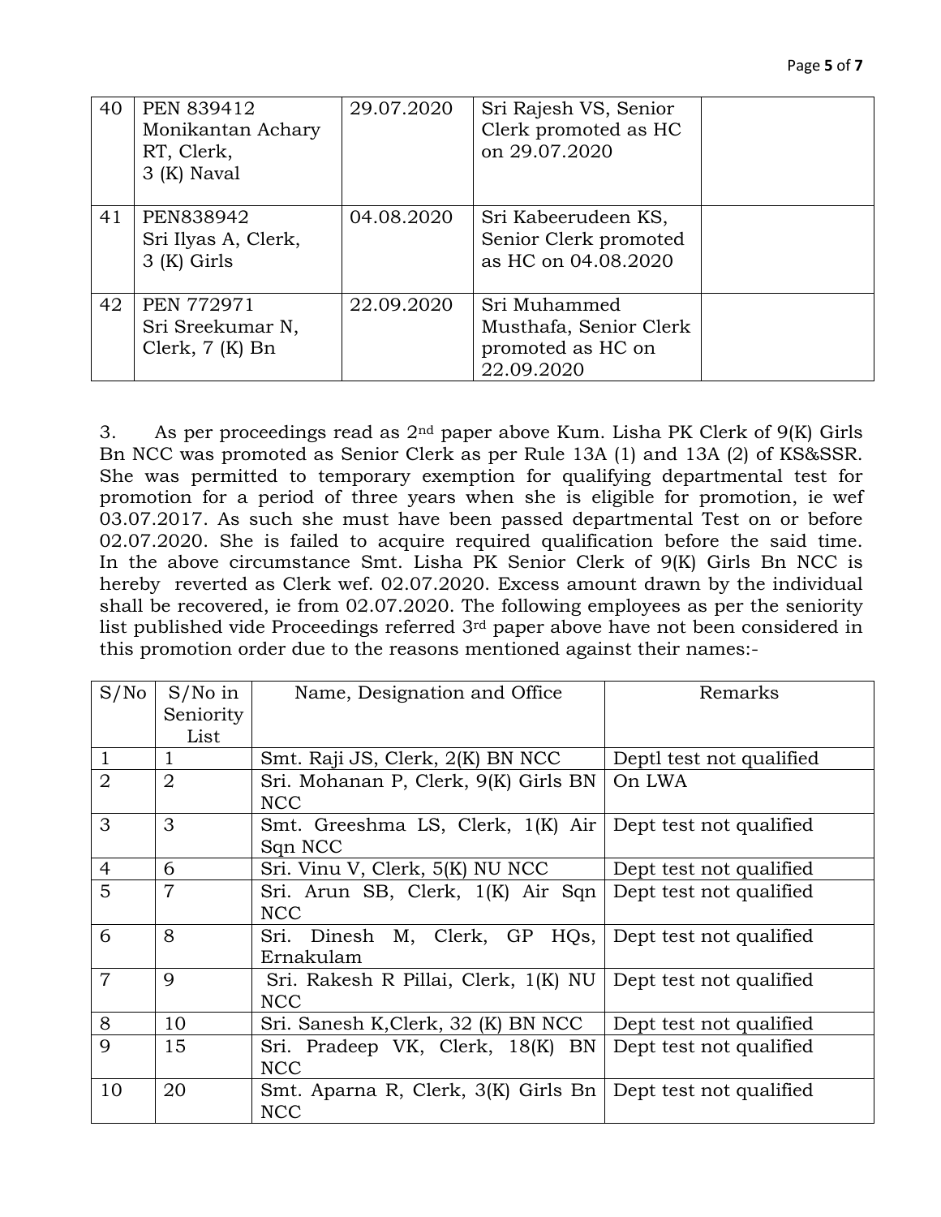| | | | | |
|---|---|---|---|---|
| 40 | PEN 839412 Monikantan Achary RT, Clerk, 3 (K) Naval | 29.07.2020 | Sri Rajesh VS, Senior Clerk promoted as HC on 29.07.2020 | |
| 41 | PEN838942 Sri Ilyas A, Clerk, 3 (K) Girls | 04.08.2020 | Sri Kabeerudeen KS, Senior Clerk promoted as HC on 04.08.2020 | |
| 42 | PEN 772971 Sri Sreekumar N, Clerk, 7 (K) Bn | 22.09.2020 | Sri Muhammed Musthafa, Senior Clerk promoted as HC on 22.09.2020 | |

3. As per proceedings read as 2nd paper above Kum. Lisha PK Clerk of 9(K) Girls Bn NCC was promoted as Senior Clerk as per Rule 13A (1) and 13A (2) of KS&SSR. She was permitted to temporary exemption for qualifying departmental test for promotion for a period of three years when she is eligible for promotion, ie wef 03.07.2017. As such she must have been passed departmental Test on or before 02.07.2020. She is failed to acquire required qualification before the said time. In the above circumstance Smt. Lisha PK Senior Clerk of 9(K) Girls Bn NCC is hereby reverted as Clerk wef. 02.07.2020. Excess amount drawn by the individual shall be recovered, ie from 02.07.2020. The following employees as per the seniority list published vide Proceedings referred 3rd paper above have not been considered in this promotion order due to the reasons mentioned against their names:-

| S/No | S/No in Seniority List | Name, Designation and Office | Remarks |
|---|---|---|---|
| 1 | 1 | Smt. Raji JS, Clerk, 2(K) BN NCC | Deptl test not qualified |
| 2 | 2 | Sri. Mohanan P, Clerk, 9(K) Girls BN NCC | On LWA |
| 3 | 3 | Smt. Greeshma LS, Clerk, 1(K) Air Sqn NCC | Dept test not qualified |
| 4 | 6 | Sri. Vinu V, Clerk, 5(K) NU NCC | Dept test not qualified |
| 5 | 7 | Sri. Arun SB, Clerk, 1(K) Air Sqn NCC | Dept test not qualified |
| 6 | 8 | Sri. Dinesh M, Clerk, GP HQs, Ernakulam | Dept test not qualified |
| 7 | 9 | Sri. Rakesh R Pillai, Clerk, 1(K) NU NCC | Dept test not qualified |
| 8 | 10 | Sri. Sanesh K,Clerk, 32 (K) BN NCC | Dept test not qualified |
| 9 | 15 | Sri. Pradeep VK, Clerk, 18(K) BN NCC | Dept test not qualified |
| 10 | 20 | Smt. Aparna R, Clerk, 3(K) Girls Bn NCC | Dept test not qualified |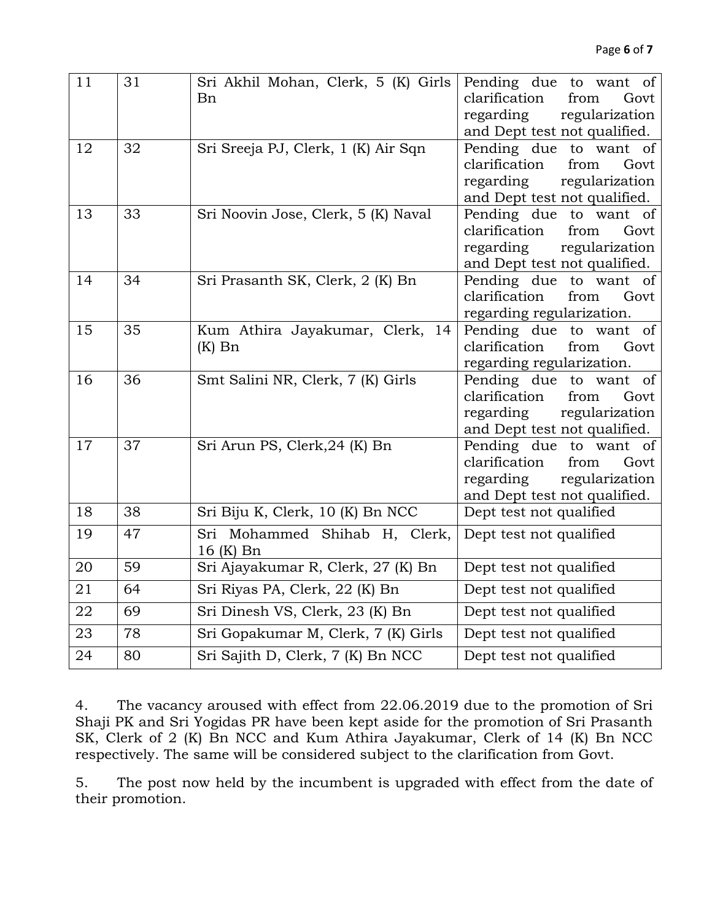| | | | |
|---|---|---|---|
| 11 | 31 | Sri Akhil Mohan, Clerk, 5 (K) Girls Bn | Pending due to want of clarification from Govt regarding regularization and Dept test not qualified. |
| 12 | 32 | Sri Sreeja PJ, Clerk, 1 (K) Air Sqn | Pending due to want of clarification from Govt regarding regularization and Dept test not qualified. |
| 13 | 33 | Sri Noovin Jose, Clerk, 5 (K) Naval | Pending due to want of clarification from Govt regarding regularization and Dept test not qualified. |
| 14 | 34 | Sri Prasanth SK, Clerk, 2 (K) Bn | Pending due to want of clarification from Govt regarding regularization. |
| 15 | 35 | Kum Athira Jayakumar, Clerk, 14 (K) Bn | Pending due to want of clarification from Govt regarding regularization. |
| 16 | 36 | Smt Salini NR, Clerk, 7 (K) Girls | Pending due to want of clarification from Govt regarding regularization and Dept test not qualified. |
| 17 | 37 | Sri Arun PS, Clerk,24 (K) Bn | Pending due to want of clarification from Govt regarding regularization and Dept test not qualified. |
| 18 | 38 | Sri Biju K, Clerk, 10 (K) Bn NCC | Dept test not qualified |
| 19 | 47 | Sri Mohammed Shihab H, Clerk, 16 (K) Bn | Dept test not qualified |
| 20 | 59 | Sri Ajayakumar R, Clerk, 27 (K) Bn | Dept test not qualified |
| 21 | 64 | Sri Riyas PA, Clerk, 22 (K) Bn | Dept test not qualified |
| 22 | 69 | Sri Dinesh VS, Clerk, 23 (K) Bn | Dept test not qualified |
| 23 | 78 | Sri Gopakumar M, Clerk, 7 (K) Girls | Dept test not qualified |
| 24 | 80 | Sri Sajith D, Clerk, 7 (K) Bn NCC | Dept test not qualified |

4. The vacancy aroused with effect from 22.06.2019 due to the promotion of Sri Shaji PK and Sri Yogidas PR have been kept aside for the promotion of Sri Prasanth SK, Clerk of 2 (K) Bn NCC and Kum Athira Jayakumar, Clerk of 14 (K) Bn NCC respectively. The same will be considered subject to the clarification from Govt.

5. The post now held by the incumbent is upgraded with effect from the date of their promotion.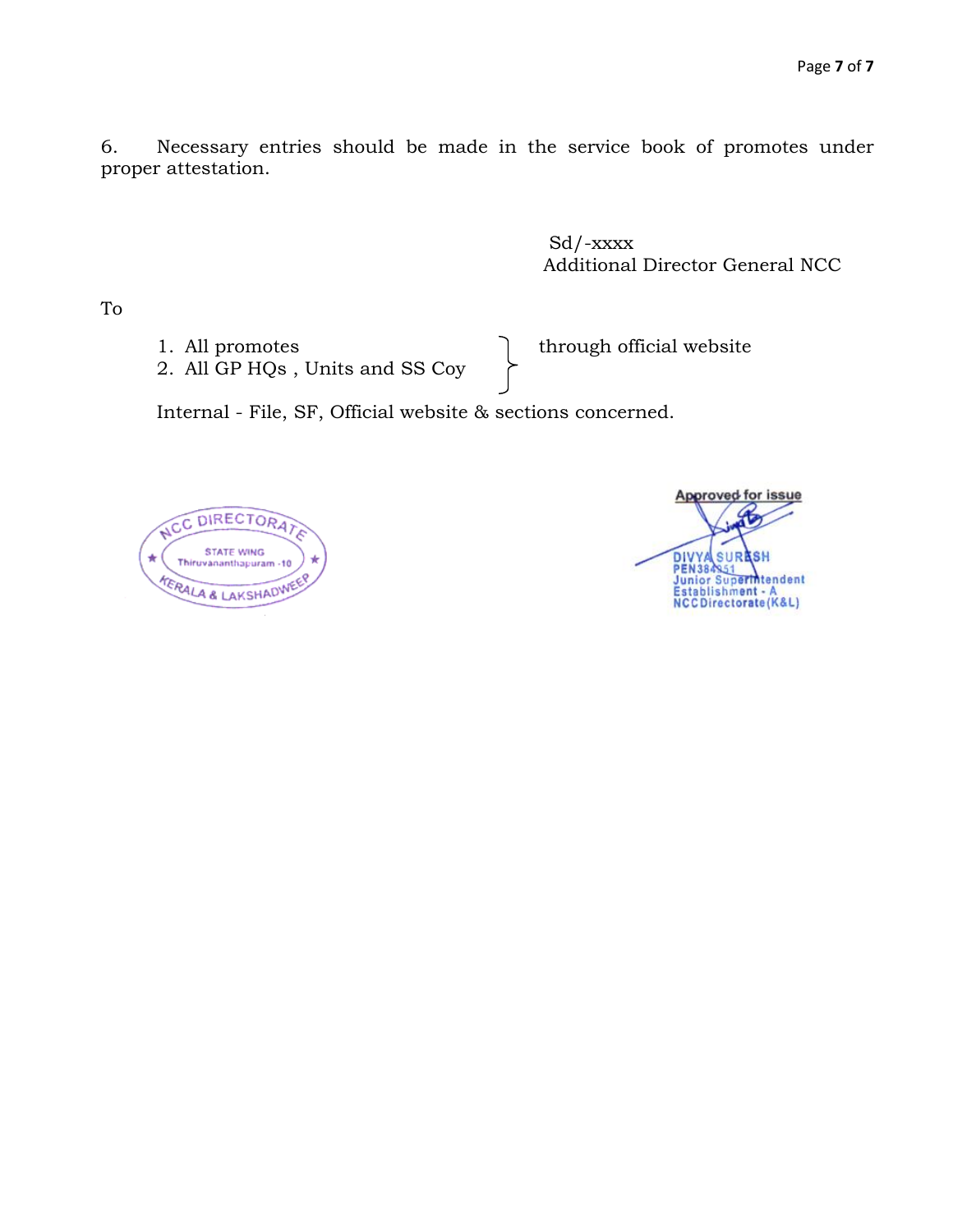6. Necessary entries should be made in the service book of promotes under proper attestation.

Sd/-xxxx
Additional Director General NCC

To

1. All promotes
2. All GP HQs , Units and SS Coy

} through official website

Internal - File, SF, Official website & sections concerned.

NCC DIRECTORATE
STATE WING
Thiruvananthapuram -10
KERALA & LAKSHADWEEP

Approved for issue
DIVYA SURESH
PEN384951
Junior Superintendent
Establishment - A
NCC Directorate(K&L)